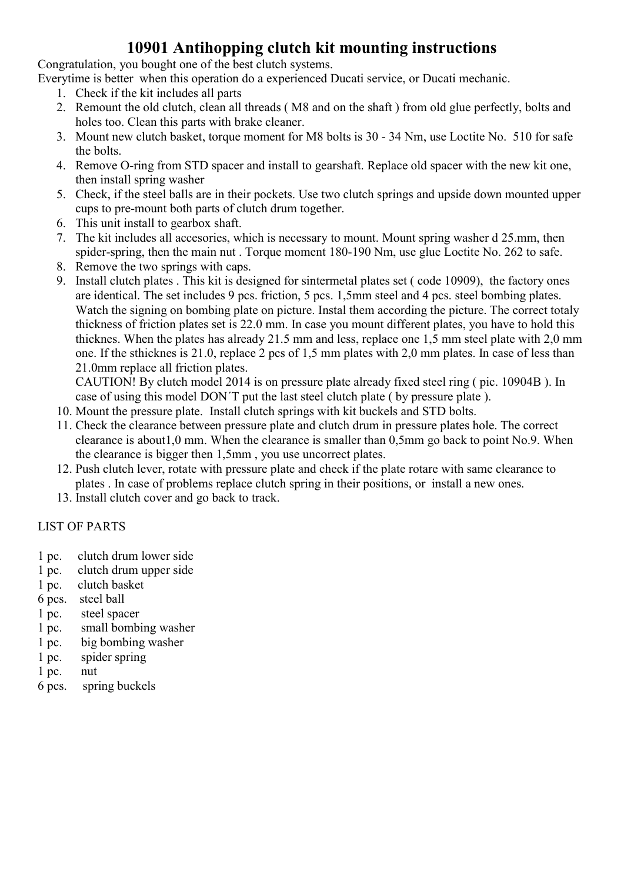# 10901 Antihopping clutch kit mounting instructions

Congratulation, you bought one of the best clutch systems.
Everytime is better when this operation do a experienced Ducati service, or Ducati mechanic.

1. Check if the kit includes all parts
2. Remount the old clutch, clean all threads ( M8 and on the shaft ) from old glue perfectly, bolts and holes too. Clean this parts with brake cleaner.
3. Mount new clutch basket, torque moment for M8 bolts is 30 - 34 Nm, use Loctite No. 510 for safe the bolts.
4. Remove O-ring from STD spacer and install to gearshaft. Replace old spacer with the new kit one, then install spring washer
5. Check, if the steel balls are in their pockets. Use two clutch springs and upside down mounted upper cups to pre-mount both parts of clutch drum together.
6. This unit install to gearbox shaft.
7. The kit includes all accesories, which is necessary to mount. Mount spring washer d 25.mm, then spider-spring, then the main nut . Torque moment 180-190 Nm, use glue Loctite No. 262 to safe.
8. Remove the two springs with caps.
9. Install clutch plates . This kit is designed for sintermetal plates set ( code 10909), the factory ones are identical. The set includes 9 pcs. friction, 5 pcs. 1,5mm steel and 4 pcs. steel bombing plates. Watch the signing on bombing plate on picture. Instal them according the picture. The correct totaly thickness of friction plates set is 22.0 mm. In case you mount different plates, you have to hold this thicknes. When the plates has already 21.5 mm and less, replace one 1,5 mm steel plate with 2,0 mm one. If the sthicknes is 21.0, replace 2 pcs of 1,5 mm plates with 2,0 mm plates. In case of less than 21.0mm replace all friction plates.
   CAUTION! By clutch model 2014 is on pressure plate already fixed steel ring ( pic. 10904B ). In case of using this model DON´T put the last steel clutch plate ( by pressure plate ).
10. Mount the pressure plate. Install clutch springs with kit buckels and STD bolts.
11. Check the clearance between pressure plate and clutch drum in pressure plates hole. The correct clearance is about1,0 mm. When the clearance is smaller than 0,5mm go back to point No.9. When the clearance is bigger then 1,5mm , you use uncorrect plates.
12. Push clutch lever, rotate with pressure plate and check if the plate rotare with same clearance to plates . In case of problems replace clutch spring in their positions, or install a new ones.
13. Install clutch cover and go back to track.

LIST OF PARTS

1 pc. clutch drum lower side
1 pc. clutch drum upper side
1 pc. clutch basket
6 pcs. steel ball
1 pc. steel spacer
1 pc. small bombing washer
1 pc. big bombing washer
1 pc. spider spring
1 pc. nut
6 pcs. spring buckels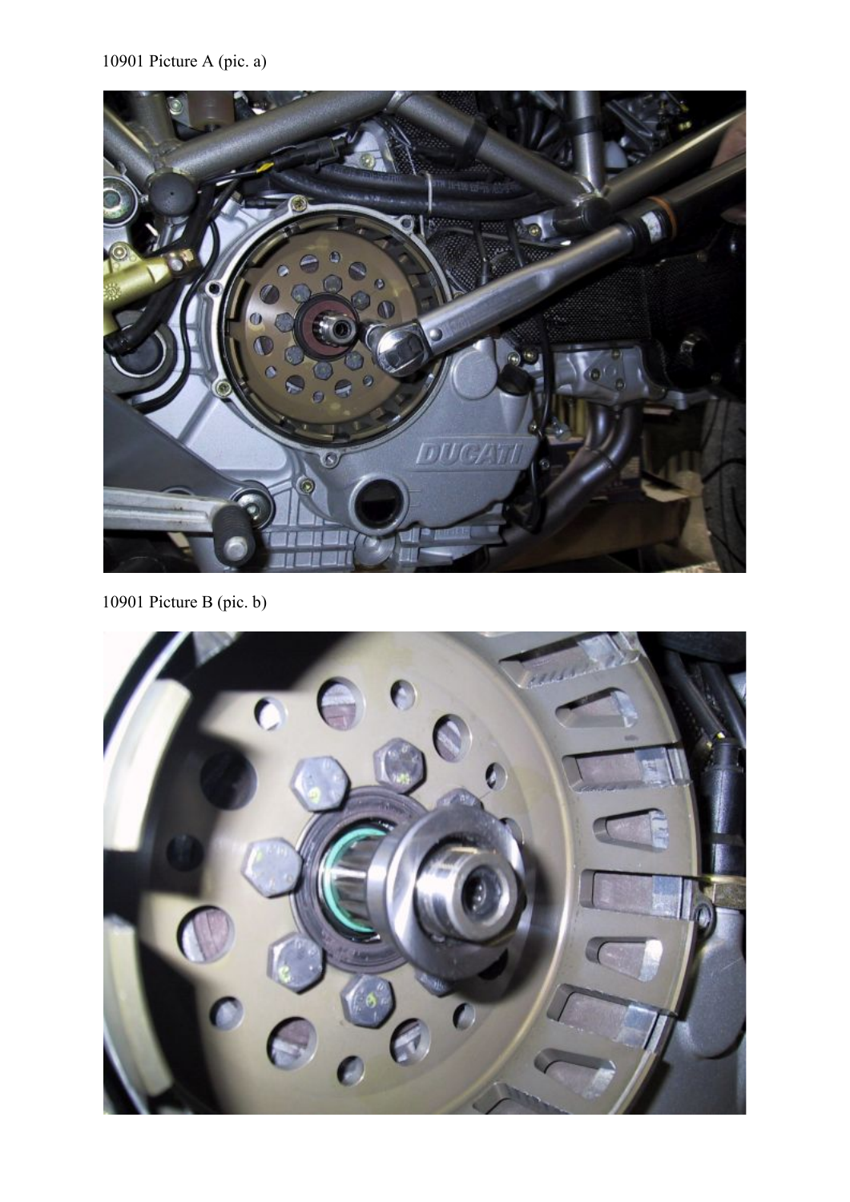10901 Picture A (pic. a)

10901 Picture B (pic. b)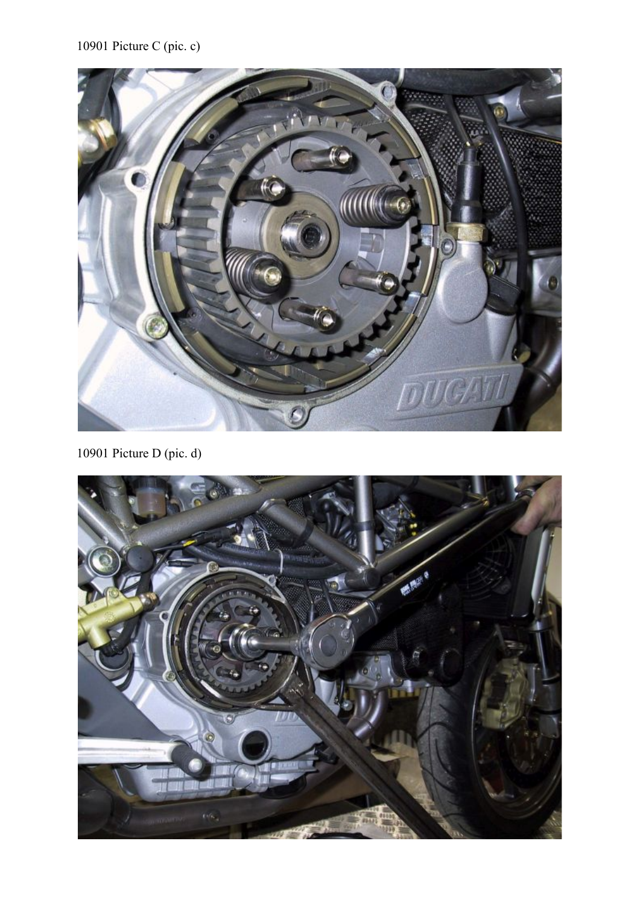10901 Picture C (pic. c)

10901 Picture D (pic. d)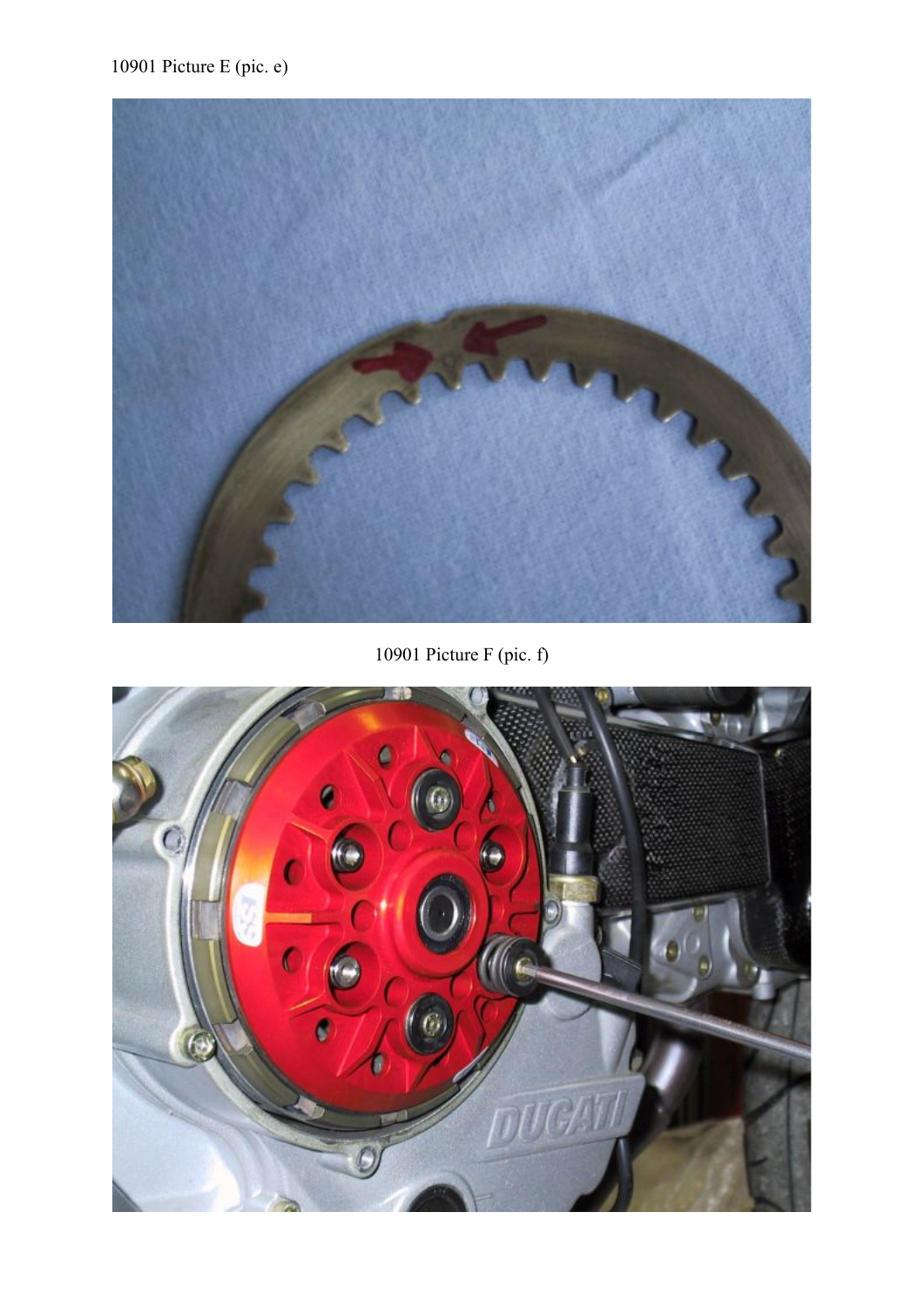10901 Picture E (pic. e)

10901 Picture F (pic. f)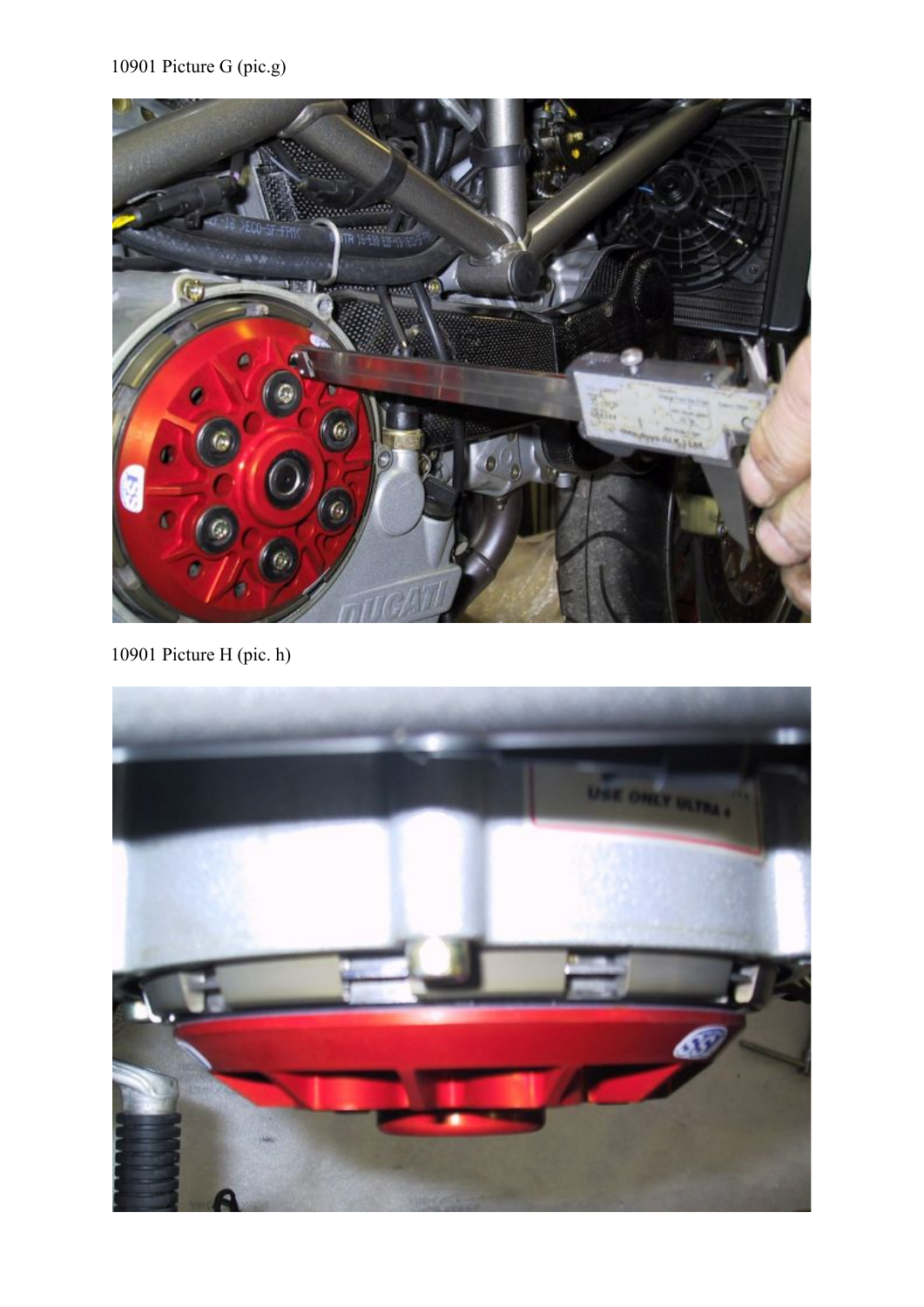10901 Picture G (pic.g)

10901 Picture H (pic. h)